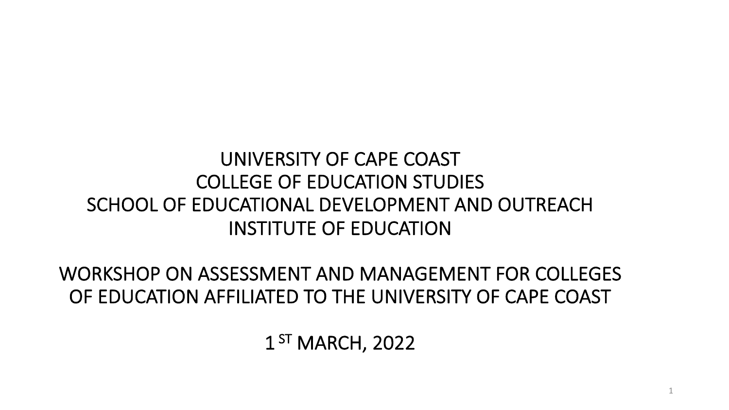# UNIVERSITY OF CAPE COAST

## COLLEGE OF EDUCATION STUDIES

## SCHOOL OF EDUCATIONAL DEVELOPMENT AND OUTREACH

## INSTITUTE OF EDUCATION

## WORKSHOP ON ASSESSMENT AND MANAGEMENT FOR COLLEGES OF EDUCATION AFFILIATED TO THE UNIVERSITY OF CAPE COAST

1 ST MARCH, 2022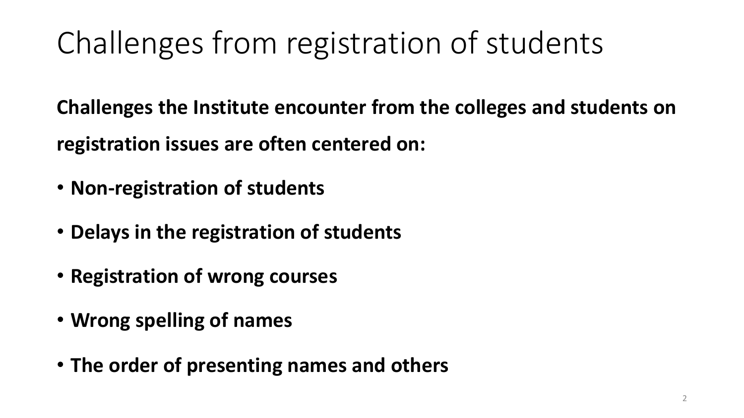# Challenges from registration of students

**Challenges the Institute encounter from the colleges and students on registration issues are often centered on:**

- **Non-registration of students**
- **Delays in the registration of students**
- **Registration of wrong courses**
- **Wrong spelling of names**
- **The order of presenting names and others**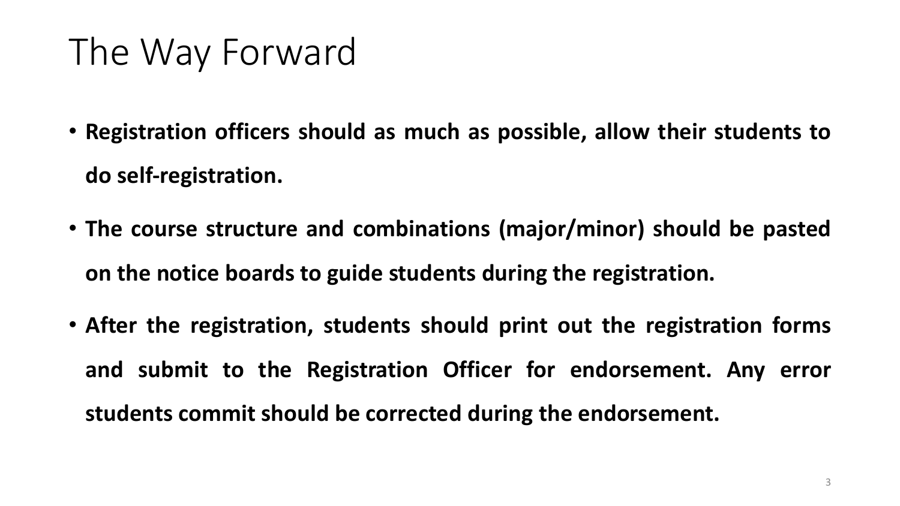# The Way Forward

- **Registration officers should as much as possible, allow their students to do self-registration.**
- **The course structure and combinations (major/minor) should be pasted on the notice boards to guide students during the registration.**
- **After the registration, students should print out the registration forms and submit to the Registration Officer for endorsement. Any error students commit should be corrected during the endorsement.**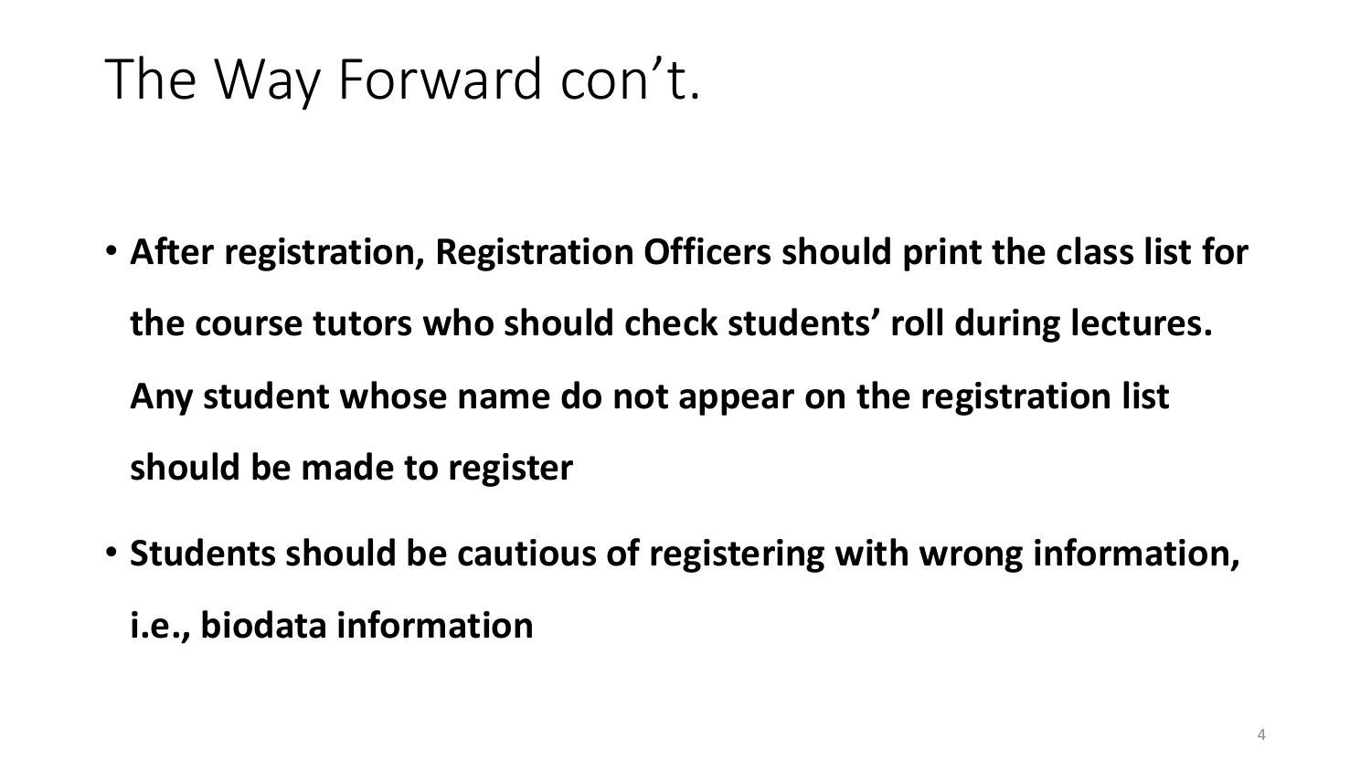# The Way Forward con't.

- **After registration, Registration Officers should print the class list for the course tutors who should check students' roll during lectures. Any student whose name do not appear on the registration list should be made to register**
- **Students should be cautious of registering with wrong information, i.e., biodata information**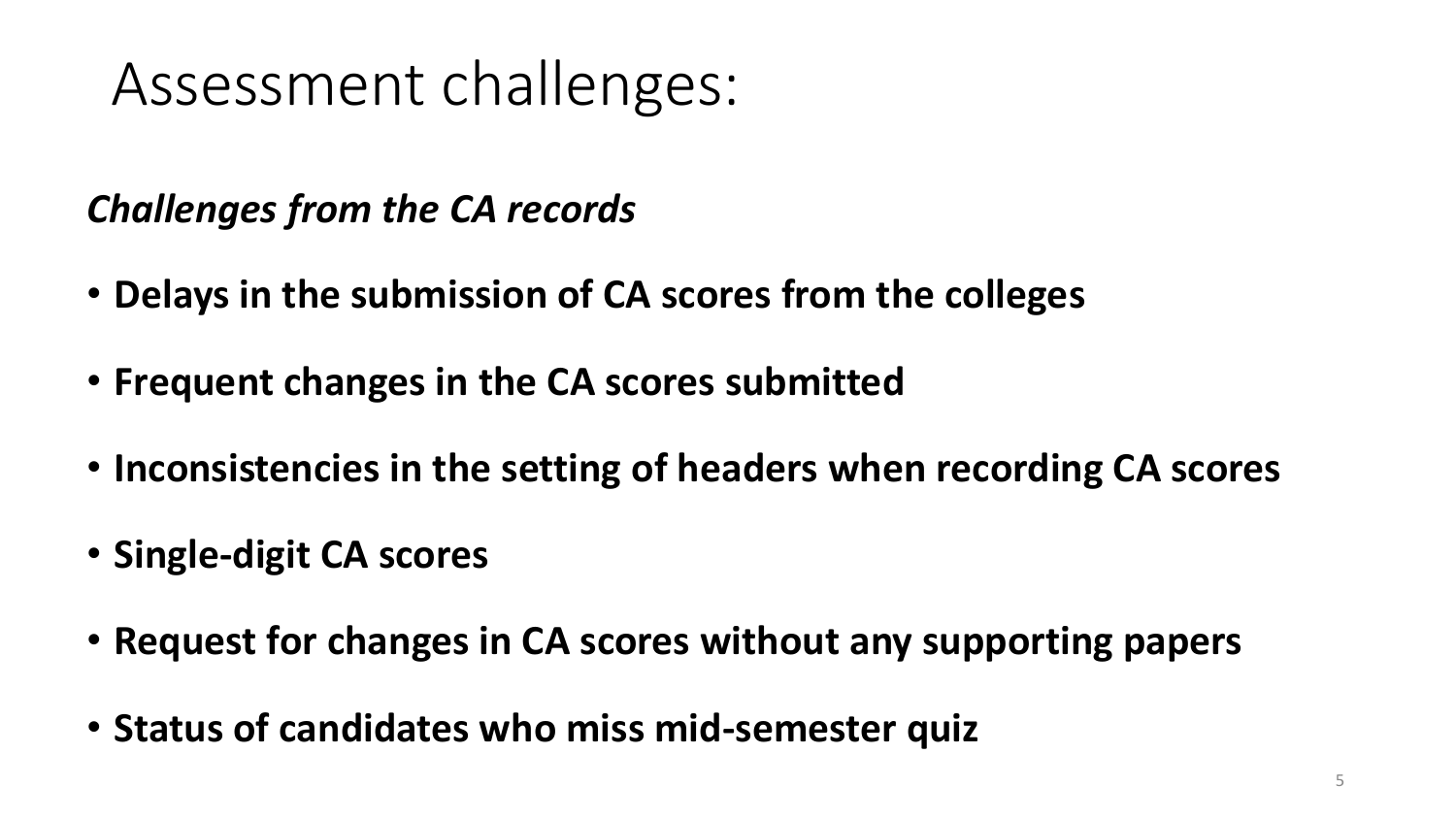# Assessment challenges:

***Challenges from the CA records***

- **Delays in the submission of CA scores from the colleges**
- **Frequent changes in the CA scores submitted**
- **Inconsistencies in the setting of headers when recording CA scores**
- **Single-digit CA scores**
- **Request for changes in CA scores without any supporting papers**
- **Status of candidates who miss mid-semester quiz**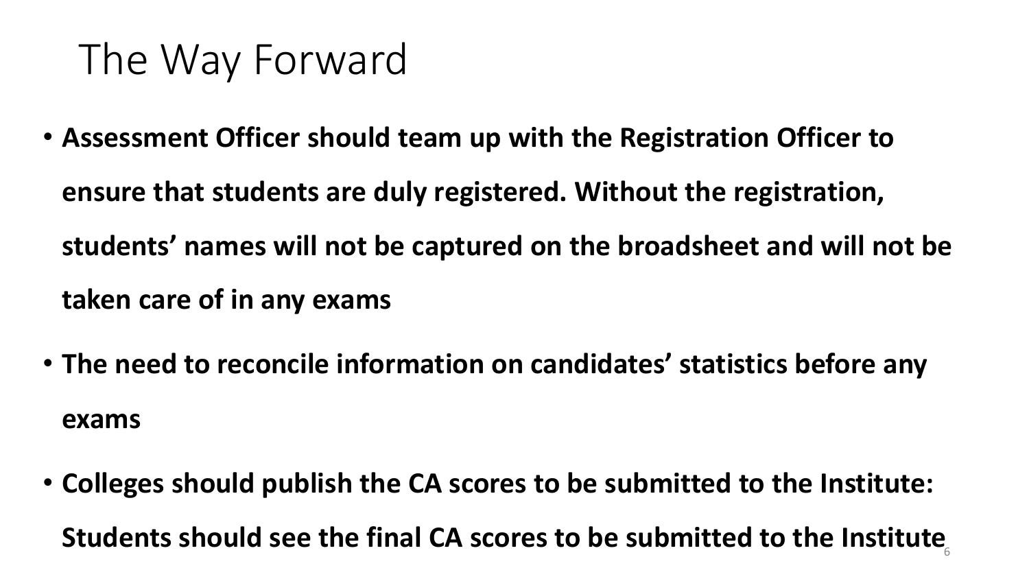# The Way Forward

- **Assessment Officer should team up with the Registration Officer to ensure that students are duly registered. Without the registration, students' names will not be captured on the broadsheet and will not be taken care of in any exams**
- **The need to reconcile information on candidates' statistics before any exams**
- **Colleges should publish the CA scores to be submitted to the Institute: Students should see the final CA scores to be submitted to the Institute**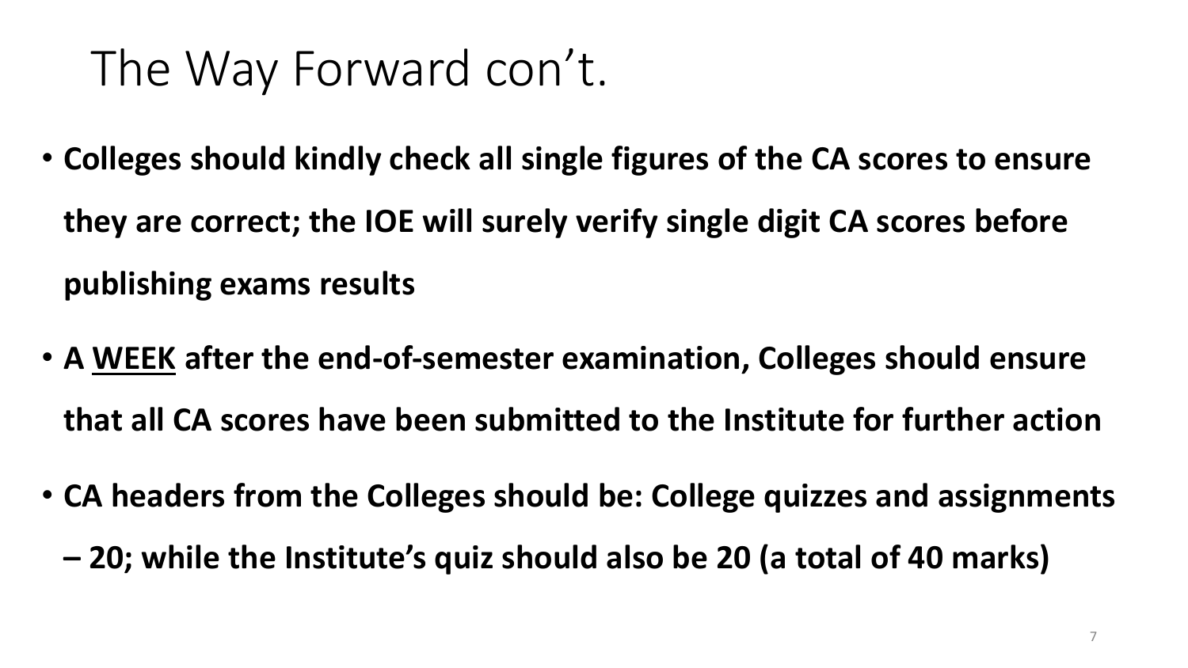# The Way Forward con't.

- **Colleges should kindly check all single figures of the CA scores to ensure they are correct; the IOE will surely verify single digit CA scores before publishing exams results**
- **A <u>WEEK</u> after the end-of-semester examination, Colleges should ensure that all CA scores have been submitted to the Institute for further action**
- **CA headers from the Colleges should be: College quizzes and assignments – 20; while the Institute's quiz should also be 20 (a total of 40 marks)**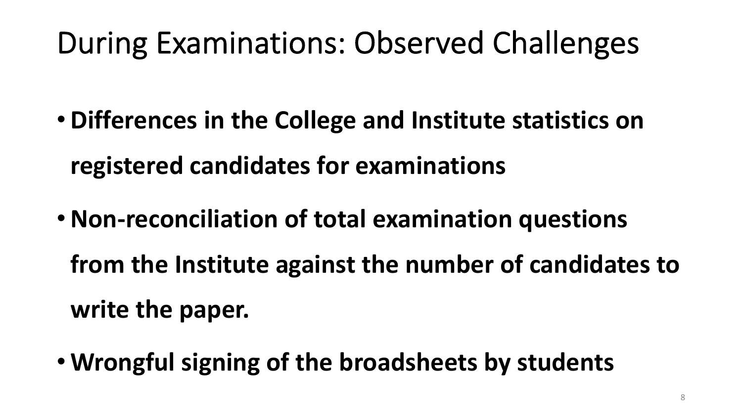# During Examinations: Observed Challenges

- **Differences in the College and Institute statistics on registered candidates for examinations**
- **Non-reconciliation of total examination questions from the Institute against the number of candidates to write the paper.**
- **Wrongful signing of the broadsheets by students**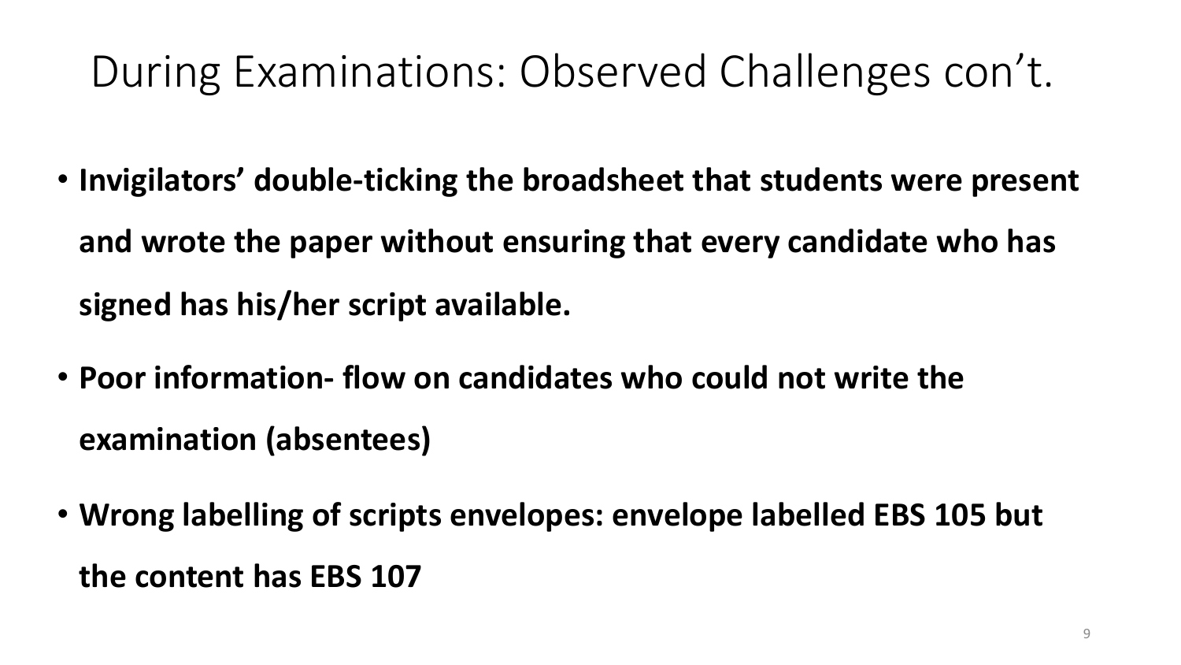# During Examinations: Observed Challenges con't.

- **Invigilators' double-ticking the broadsheet that students were present and wrote the paper without ensuring that every candidate who has signed has his/her script available.**
- **Poor information- flow on candidates who could not write the examination (absentees)**
- **Wrong labelling of scripts envelopes: envelope labelled EBS 105 but the content has EBS 107**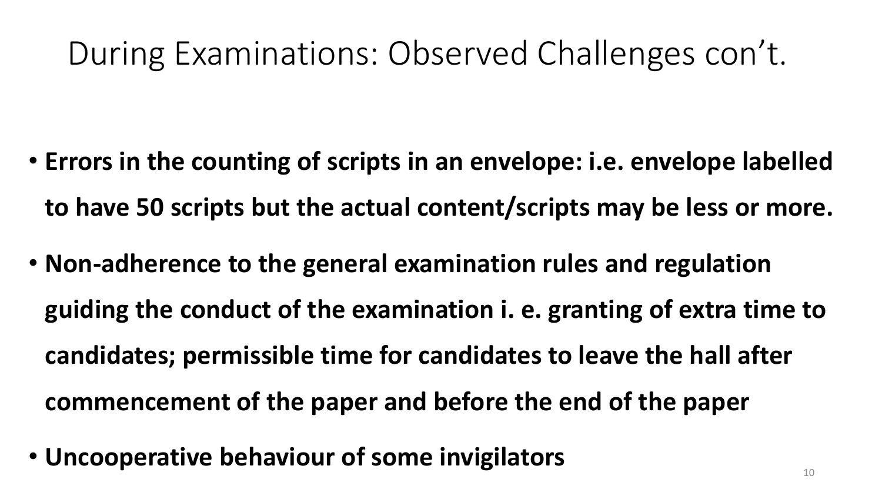# During Examinations: Observed Challenges con't.

- **Errors in the counting of scripts in an envelope: i.e. envelope labelled to have 50 scripts but the actual content/scripts may be less or more.**
- **Non-adherence to the general examination rules and regulation guiding the conduct of the examination i. e. granting of extra time to candidates; permissible time for candidates to leave the hall after commencement of the paper and before the end of the paper**
- **Uncooperative behaviour of some invigilators**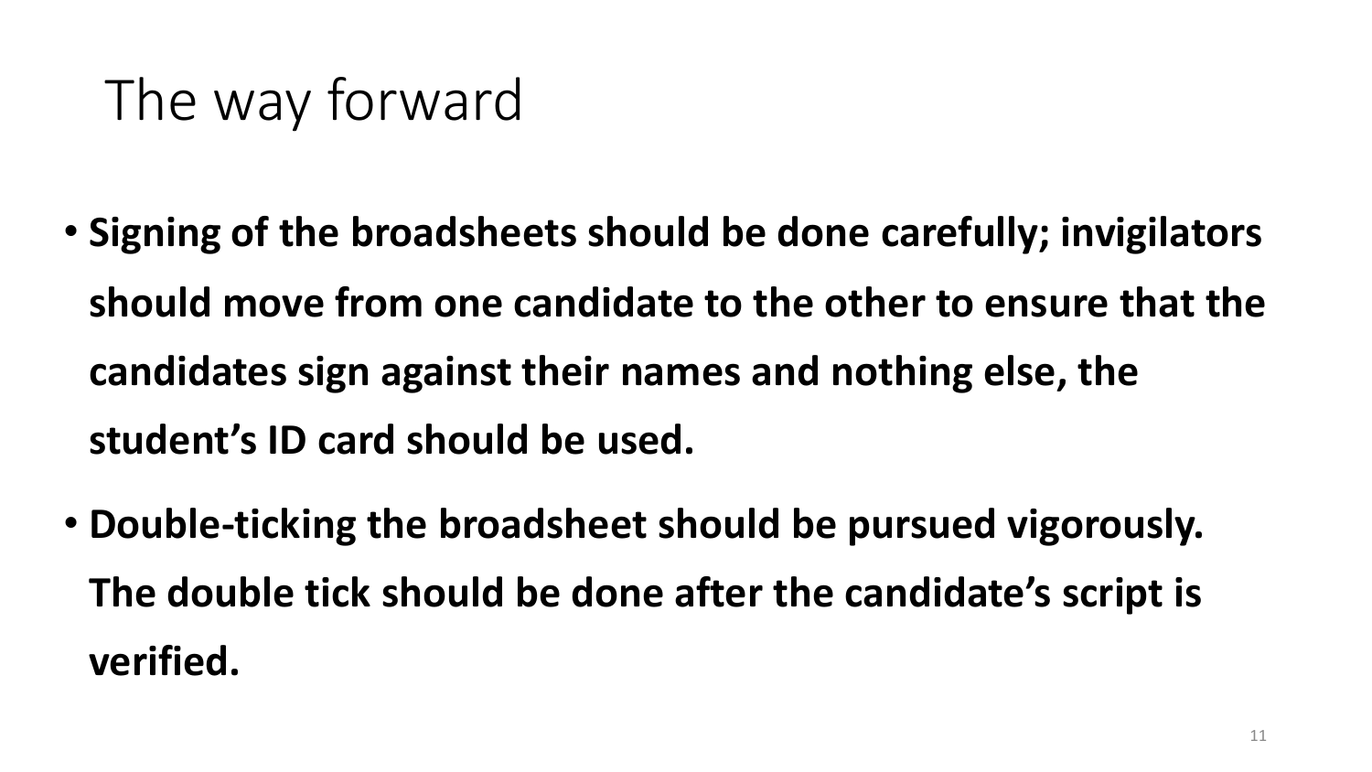# The way forward

- **Signing of the broadsheets should be done carefully; invigilators should move from one candidate to the other to ensure that the candidates sign against their names and nothing else, the student's ID card should be used.**
- **Double-ticking the broadsheet should be pursued vigorously. The double tick should be done after the candidate's script is verified.**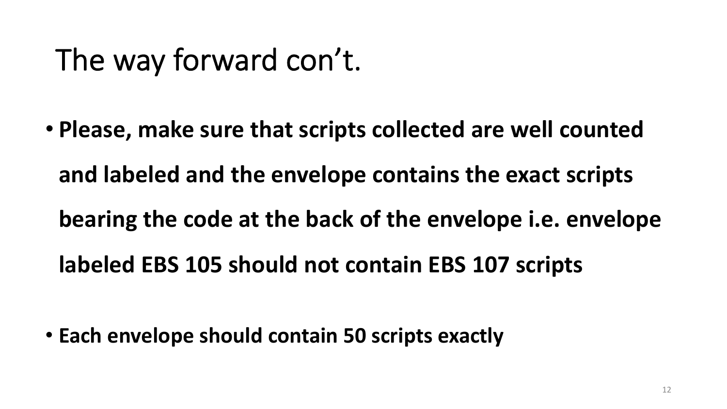# The way forward con't.

- **Please, make sure that scripts collected are well counted and labeled and the envelope contains the exact scripts bearing the code at the back of the envelope i.e. envelope labeled EBS 105 should not contain EBS 107 scripts**

- **Each envelope should contain 50 scripts exactly**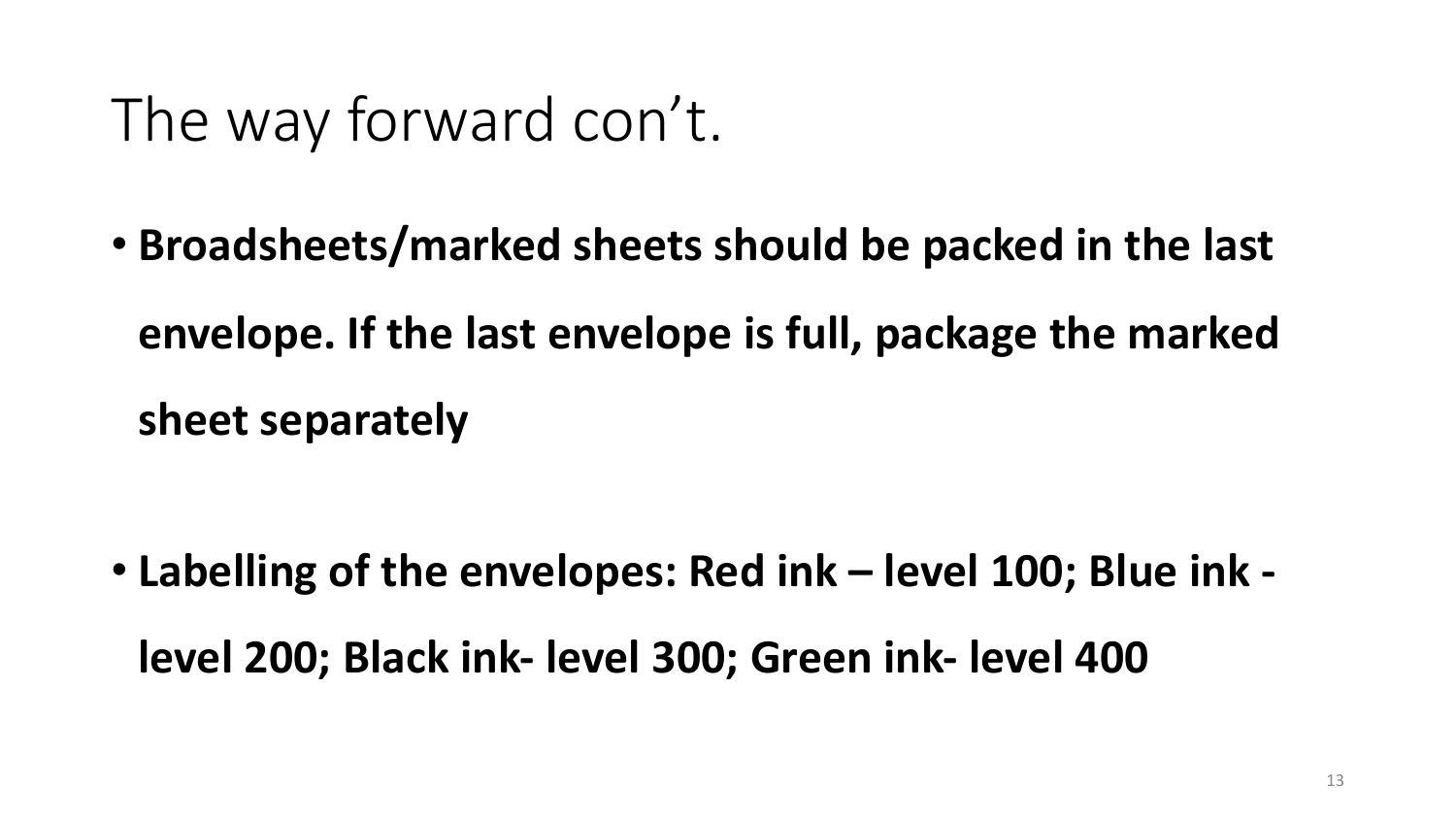# The way forward con't.

- **Broadsheets/marked sheets should be packed in the last envelope. If the last envelope is full, package the marked sheet separately**

- **Labelling of the envelopes: Red ink – level 100; Blue ink - level 200; Black ink- level 300; Green ink- level 400**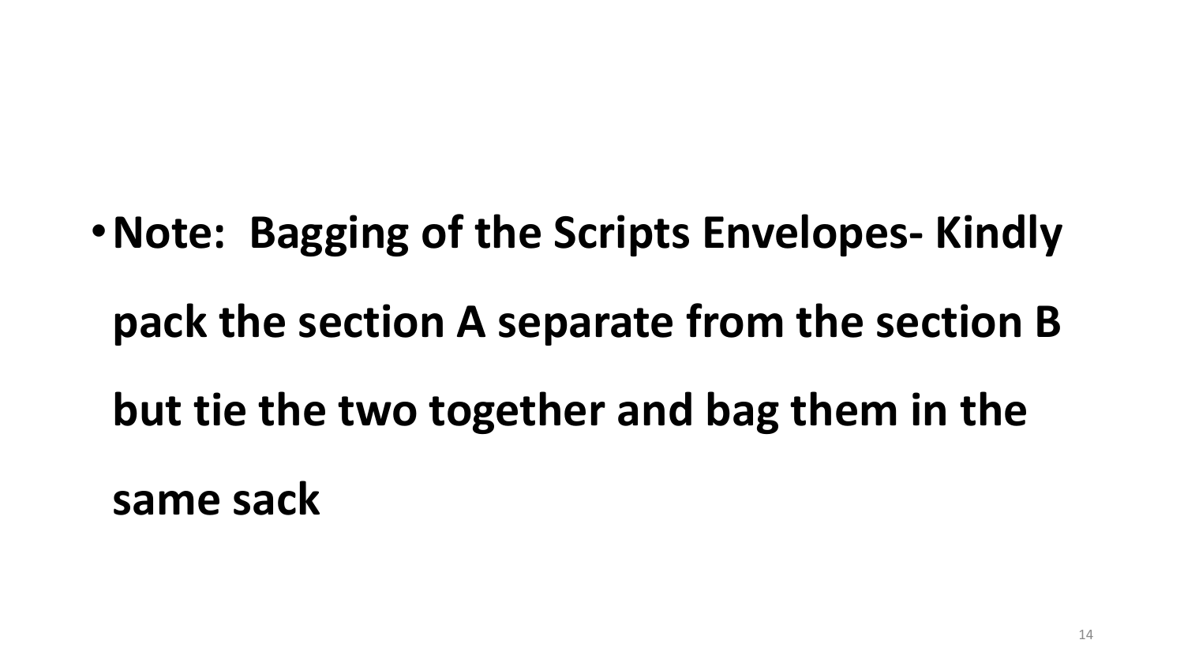- **Note: Bagging of the Scripts Envelopes- Kindly pack the section A separate from the section B but tie the two together and bag them in the same sack**